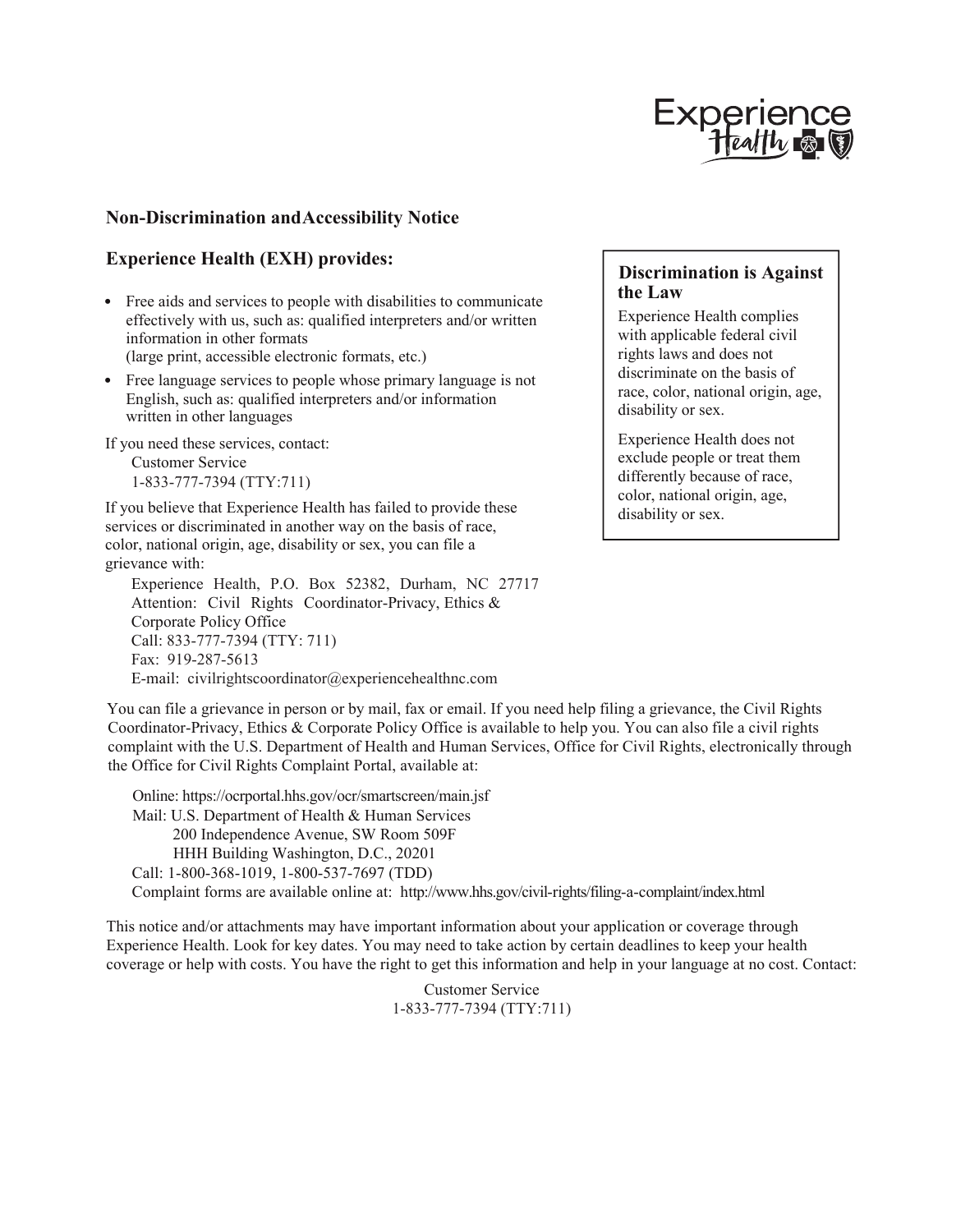## Non-Discrimination and Accessibility Notice

### Experience Health (EXH) provides:

- Free aids and services to people with disabilities to communicate effectively with us, such as: qualified interpreters and/or written information in other formats (large print, accessible electronic formats, etc.)
- Free language services to people whose primary language is not English, such as: qualified interpreters and/or information written in other languages

If you need these services, contact:
Customer Service
1-833-777-7394 (TTY:711)

If you believe that Experience Health has failed to provide these services or discriminated in another way on the basis of race, color, national origin, age, disability or sex, you can file a grievance with:

Experience Health, P.O. Box 52382, Durham, NC 27717
Attention: Civil Rights Coordinator-Privacy, Ethics & Corporate Policy Office
Call: 833-777-7394 (TTY: 711)
Fax: 919-287-5613
E-mail: civilrightscoordinator@experiencehealthnc.com

### Discrimination is Against the Law

Experience Health complies with applicable federal civil rights laws and does not discriminate on the basis of race, color, national origin, age, disability or sex.

Experience Health does not exclude people or treat them differently because of race, color, national origin, age, disability or sex.

You can file a grievance in person or by mail, fax or email. If you need help filing a grievance, the Civil Rights Coordinator-Privacy, Ethics & Corporate Policy Office is available to help you. You can also file a civil rights complaint with the U.S. Department of Health and Human Services, Office for Civil Rights, electronically through the Office for Civil Rights Complaint Portal, available at:

Online: https://ocrportal.hhs.gov/ocr/smartscreen/main.jsf
Mail: U.S. Department of Health & Human Services
200 Independence Avenue, SW Room 509F
HHH Building Washington, D.C., 20201
Call: 1-800-368-1019, 1-800-537-7697 (TDD)
Complaint forms are available online at: http://www.hhs.gov/civil-rights/filing-a-complaint/index.html

This notice and/or attachments may have important information about your application or coverage through Experience Health. Look for key dates. You may need to take action by certain deadlines to keep your health coverage or help with costs. You have the right to get this information and help in your language at no cost. Contact:

Customer Service
1-833-777-7394 (TTY:711)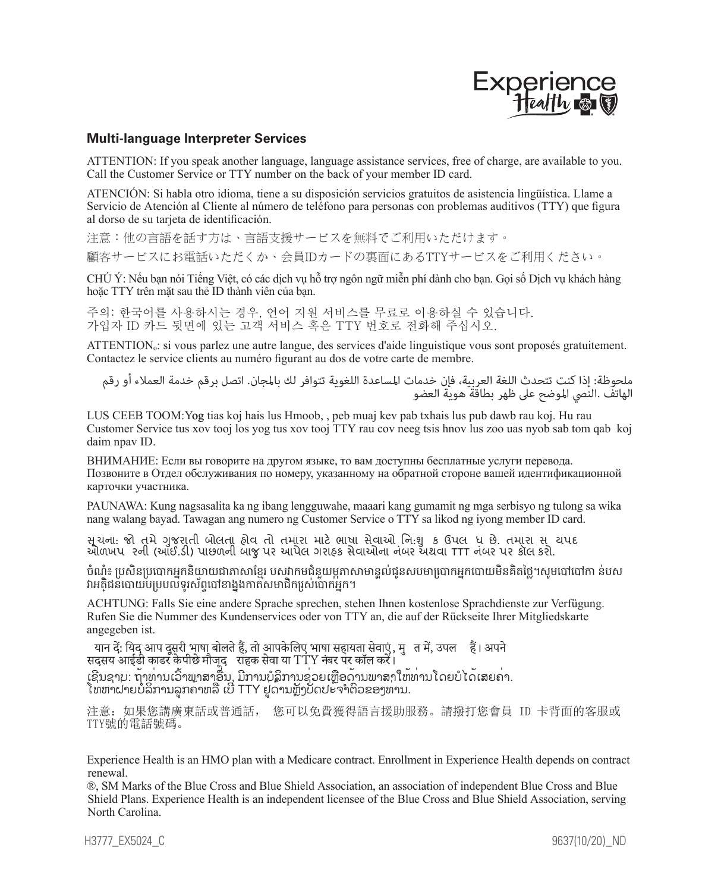## Multi-language Interpreter Services

ATTENTION: If you speak another language, language assistance services, free of charge, are available to you. Call the Customer Service or TTY number on the back of your member ID card.

ATENCIÓN: Si habla otro idioma, tiene a su disposición servicios gratuitos de asistencia lingüística. Llame a Servicio de Atención al Cliente al número de teléfono para personas con problemas auditivos (TTY) que figura al dorso de su tarjeta de identificación.

注意：他の言語を話す方は、言語支援サービスを無料でご利用いただけます。

顧客サービスにお電話いただくか、会員IDカードの裏面にあるTTYサービスをご利用ください。

CHÚ Ý: Nếu bạn nói Tiếng Việt, có các dịch vụ hỗ trợ ngôn ngữ miễn phí dành cho bạn. Gọi số Dịch vụ khách hàng hoặc TTY trên mặt sau thẻ ID thành viên của bạn.

주의: 한국어를 사용하시는 경우, 언어 지원 서비스를 무료로 이용하실 수 있습니다. 가입자 ID 카드 뒷면에 있는 고객 서비스 혹은 TTY 번호로 전화해 주십시오.

ATTENTION: si vous parlez une autre langue, des services d'aide linguistique vous sont proposés gratuitement. Contactez le service clients au numéro figurant au dos de votre carte de membre.

ملحوظة: إذا كنت تتحدث اللغة العربية، فإن خدمات المساعدة اللغوية تتوافر لك بالمجان. اتصل برقم خدمة العملاء أو رقم الهاتف النصي الموضح على ظهر بطاقة هوية العضو.

LUS CEEB TOOM: Yog tias koj hais lus Hmoob, , peb muaj kev pab txhais lus pub dawb rau koj. Hu rau Customer Service tus xov tooj los yog tus xov tooj TTY rau cov neeg tsis hnov lus zoo uas nyob sab tom qab koj daim npav ID.

ВНИМАНИЕ: Если вы говорите на другом языке, то вам доступны бесплатные услуги перевода. Позвоните в Отдел обслуживания по номеру, указанному на обратной стороне вашей идентификационной карточки участника.

PAUNAWA: Kung nagsasalita ka ng ibang lengguwahe, maaari kang gumamit ng mga serbisyo ng tulong sa wika nang walang bayad. Tawagan ang numero ng Customer Service o TTY sa likod ng iyong member ID card.

સૂચના: જો તમે ગુજરાતી બોલતા હોવ તો તમારા માટે ભાષા સેવાઓ નિ:શુલ્ક ઉપલબ્ધ છે. તમારા સભ્યપદ ઓળખપત્રની (આઈ.ડી) પાછળની બાજુ પર આપેલ ગ્રાહક સેવાઓના નંબર અથવા TTT નંબર પર કૉલ કરો.

ចំណាំ៖ ប្រសិនប្រលោកអ្នកនិយាយជាភាសាខ្មែរ បសវាកមជំនួយម្កភាសាមាន្តល់ជូនសបមាប្រលោកអ្នកលោយមិនគិតថ្លៃ។សូមលៅលៅកា ន់បស វាអតិជនលោយប្រប្រលទូរស័ព្ទលៅខាង្នកាតសមាជិកប្រស់លោកអ្នក។

ACHTUNG: Falls Sie eine andere Sprache sprechen, stehen Ihnen kostenlose Sprachdienste zur Verfügung. Rufen Sie die Nummer des Kundenservices oder von TTY an, die auf der Rückseite Ihrer Mitgliedskarte angegeben ist.

ध्यान दें: यदि आप दूसरी भाषा बोलते हैं, तो आपकेलिए भाषा सहायता सेवाएं, मुफ्त में, उपलब्ध हैं। अपने सदसय आईडी कार्ड केपीछे मौजूद ग्राहक सेवा या TTY नंबर पर कॉल करें।

ເຊີນຊາບ: ຖ້າທ່ານເວົ້າພາສາອື່ນ, ມີການບໍລິການຊ່ວຍເຫຼືອດ້ານພາສາໃຫ້ທ່ານໂດຍບໍ່ໄດ້ເສຍຄ່າ. ໂທຫາຝ່າຍບໍລິການລູກຄ້າຫລື ເບີ TTY ຢູ່ດ້ານຫຼັງບັດປະຈຳຕົວຂອງທ່ານ.

注意：如果您講廣東話或普通話， 您可以免費獲得語言援助服務。請撥打您會員 ID 卡背面的客服或TTY號的電話號碼。

Experience Health is an HMO plan with a Medicare contract. Enrollment in Experience Health depends on contract renewal.

®, SM Marks of the Blue Cross and Blue Shield Association, an association of independent Blue Cross and Blue Shield Plans. Experience Health is an independent licensee of the Blue Cross and Blue Shield Association, serving North Carolina.

H3777_EX5024_C

9637(10/20)_ND